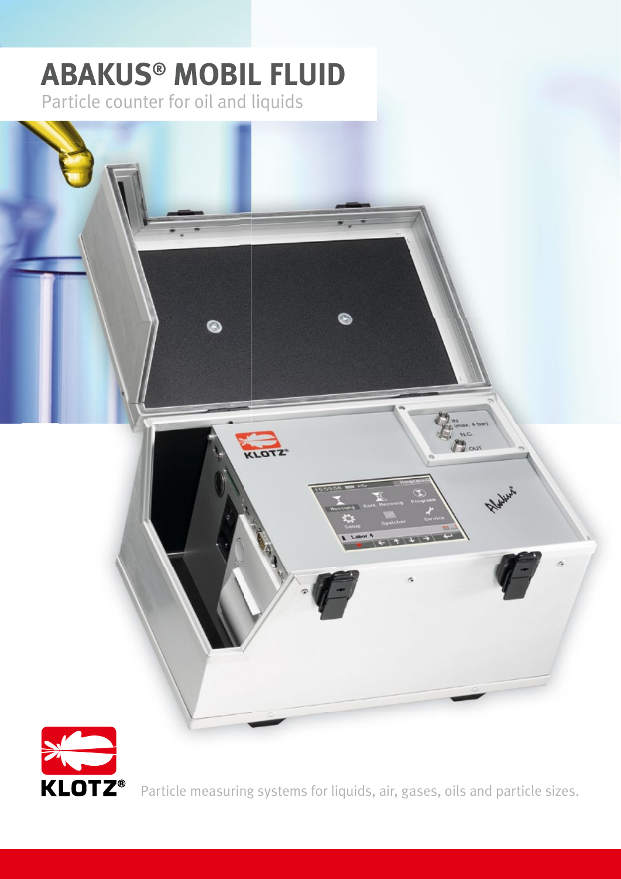# ABAKUS® MOBIL FLUID

Particle counter for oil and liquids

KLOTZ®

Particle measuring systems for liquids, air, gases, oils and particle sizes.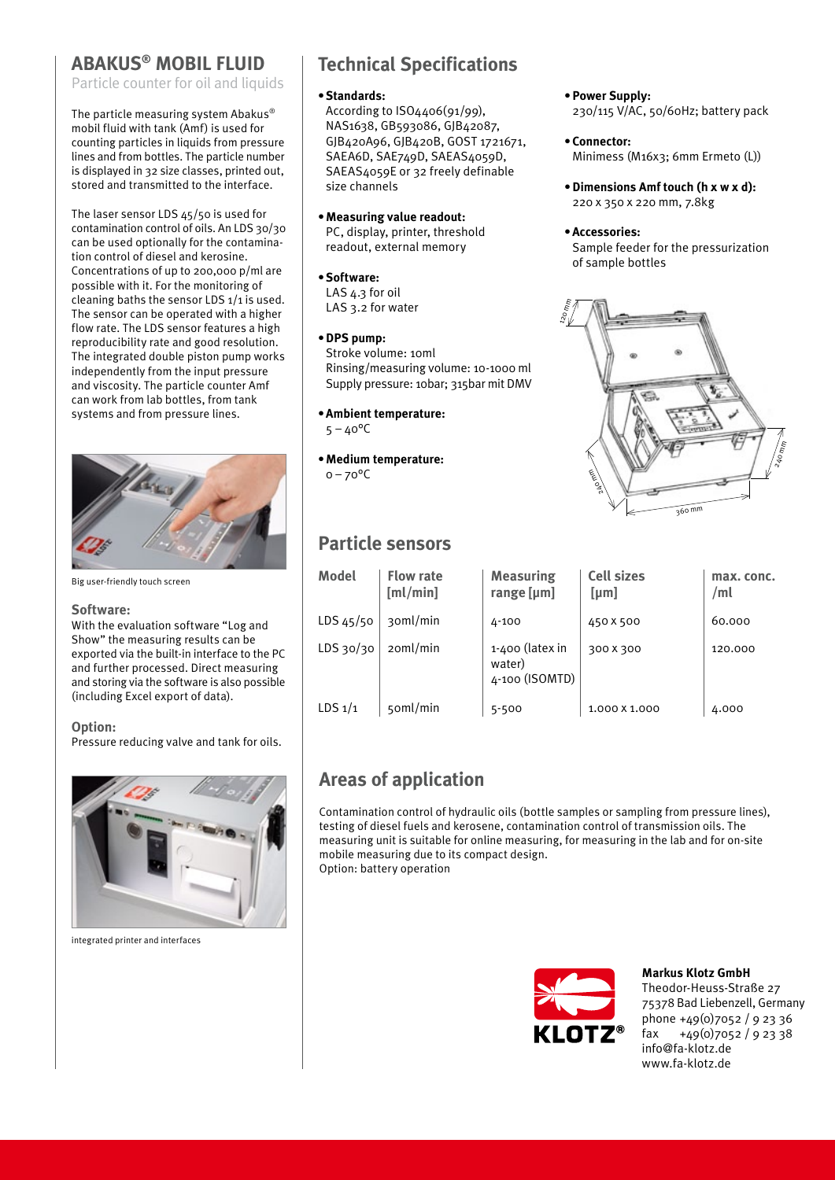## ABAKUS® MOBIL FLUID

Particle counter for oil and liquids

The particle measuring system Abakus® mobil fluid with tank (Amf) is used for counting particles in liquids from pressure lines and from bottles. The particle number is displayed in 32 size classes, printed out, stored and transmitted to the interface.

The laser sensor LDS 45/50 is used for contamination control of oils. An LDS 30/30 can be used optionally for the contamination control of diesel and kerosine. Concentrations of up to 200,000 p/ml are possible with it. For the monitoring of cleaning baths the sensor LDS 1/1 is used. The sensor can be operated with a higher flow rate. The LDS sensor features a high reproducibility rate and good resolution. The integrated double piston pump works independently from the input pressure and viscosity. The particle counter Amf can work from lab bottles, from tank systems and from pressure lines.

Big user-friendly touch screen

**Software:**

With the evaluation software "Log and Show" the measuring results can be exported via the built-in interface to the PC and further processed. Direct measuring and storing via the software is also possible (including Excel export of data).

**Option:**

Pressure reducing valve and tank for oils.

integrated printer and interfaces

## Technical Specifications

- **Standards:**
  According to ISO4406(91/99), NAS1638, GB593086, GJB42087, GJB420A96, GJB420B, GOST 1721671, SAEA6D, SAE749D, SAEAS4059D, SAEAS4059E or 32 freely definable size channels
- **Measuring value readout:**
  PC, display, printer, threshold readout, external memory
- **Software:**
  LAS 4.3 for oil
  LAS 3.2 for water
- **DPS pump:**
  Stroke volume: 10ml
  Rinsing/measuring volume: 10-1000 ml
  Supply pressure: 10bar; 315bar mit DMV
- **Ambient temperature:**
  5 – 40°C
- **Medium temperature:**
  0 – 70°C
- **Power Supply:**
  230/115 V/AC, 50/60Hz; battery pack
- **Connector:**
  Minimess (M16x3; 6mm Ermeto (L))
- **Dimensions Amf touch (h x w x d):**
  220 x 350 x 220 mm, 7.8kg
- **Accessories:**
  Sample feeder for the pressurization of sample bottles

120 mm
240 mm
240 mm
360 mm

## Particle sensors

| Model | Flow rate [ml/min] | Measuring range [µm] | Cell sizes [µm] | max. conc. /ml |
|---|---|---|---|---|
| LDS 45/50 | 30ml/min | 4-100 | 450 x 500 | 60.000 |
| LDS 30/30 | 20ml/min | 1-400 (latex in water) 4-100 (ISOMTD) | 300 x 300 | 120.000 |
| LDS 1/1 | 50ml/min | 5-500 | 1.000 x 1.000 | 4.000 |

## Areas of application

Contamination control of hydraulic oils (bottle samples or sampling from pressure lines), testing of diesel fuels and kerosene, contamination control of transmission oils. The measuring unit is suitable for online measuring, for measuring in the lab and for on-site mobile measuring due to its compact design.
Option: battery operation

**Markus Klotz GmbH**
Theodor-Heuss-Straße 27
75378 Bad Liebenzell, Germany
phone +49(0)7052 / 9 23 36
fax +49(0)7052 / 9 23 38
info@fa-klotz.de
www.fa-klotz.de